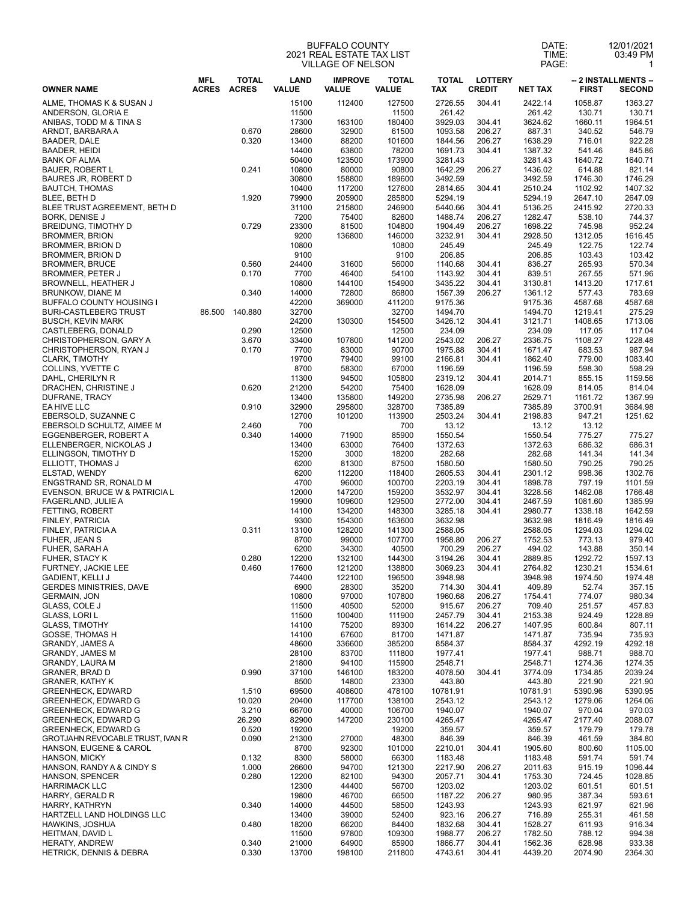BUFFALO COUNTY
2021 REAL ESTATE TAX LIST
VILLAGE OF NELSON

DATE: 12/01/2021
TIME: 03:49 PM

| OWNER NAME | MFL ACRES | TOTAL ACRES | LAND VALUE | IMPROVE VALUE | TOTAL VALUE | TOTAL TAX | LOTTERY CREDIT | NET TAX | -- 2 INSTALLMENTS -- FIRST | SECOND |
|---|---|---|---|---|---|---|---|---|---|---|
| ALME, THOMAS K & SUSAN J | | | 15100 | 112400 | 127500 | 2726.55 | 304.41 | 2422.14 | 1058.87 | 1363.27 |
| ANDERSON, GLORIA E | | | 11500 | | 11500 | 261.42 | | 261.42 | 130.71 | 130.71 |
| ANIBAS, TODD M & TINA S | | | 17300 | 163100 | 180400 | 3929.03 | 304.41 | 3624.62 | 1660.11 | 1964.51 |
| ARNDT, BARBARA A | | 0.670 | 28600 | 32900 | 61500 | 1093.58 | 206.27 | 887.31 | 340.52 | 546.79 |
| BAADER, DALE | | 0.320 | 13400 | 88200 | 101600 | 1844.56 | 206.27 | 1638.29 | 716.01 | 922.28 |
| BAADER, HEIDI | | | 14400 | 63800 | 78200 | 1691.73 | 304.41 | 1387.32 | 541.46 | 845.86 |
| BANK OF ALMA | | | 50400 | 123500 | 173900 | 3281.43 | | 3281.43 | 1640.72 | 1640.71 |
| BAUER, ROBERT L | | 0.241 | 10800 | 80000 | 90800 | 1642.29 | 206.27 | 1436.02 | 614.88 | 821.14 |
| BAURES JR, ROBERT D | | | 30800 | 158800 | 189600 | 3492.59 | | 3492.59 | 1746.30 | 1746.29 |
| BAUTCH, THOMAS | | | 10400 | 117200 | 127600 | 2814.65 | 304.41 | 2510.24 | 1102.92 | 1407.32 |
| BLEE, BETH D | | 1.920 | 79900 | 205900 | 285800 | 5294.19 | | 5294.19 | 2647.10 | 2647.09 |
| BLEE TRUST AGREEMENT, BETH D | | | 31100 | 215800 | 246900 | 5440.66 | 304.41 | 5136.25 | 2415.92 | 2720.33 |
| BORK, DENISE J | | | 7200 | 75400 | 82600 | 1488.74 | 206.27 | 1282.47 | 538.10 | 744.37 |
| BREIDUNG, TIMOTHY D | | 0.729 | 23300 | 81500 | 104800 | 1904.49 | 206.27 | 1698.22 | 745.98 | 952.24 |
| BROMMER, BRION | | | 9200 | 136800 | 146000 | 3232.91 | 304.41 | 2928.50 | 1312.05 | 1616.45 |
| BROMMER, BRION D | | | 10800 | | 10800 | 245.49 | | 245.49 | 122.75 | 122.74 |
| BROMMER, BRION D | | | 9100 | | 9100 | 206.85 | | 206.85 | 103.43 | 103.42 |
| BROMMER, BRUCE | | 0.560 | 24400 | 31600 | 56000 | 1140.68 | 304.41 | 836.27 | 265.93 | 570.34 |
| BROMMER, PETER J | | 0.170 | 7700 | 46400 | 54100 | 1143.92 | 304.41 | 839.51 | 267.55 | 571.96 |
| BROWNELL, HEATHER J | | | 10800 | 144100 | 154900 | 3435.22 | 304.41 | 3130.81 | 1413.20 | 1717.61 |
| BRUNKOW, DIANE M | | 0.340 | 14000 | 72800 | 86800 | 1567.39 | 206.27 | 1361.12 | 577.43 | 783.69 |
| BUFFALO COUNTY HOUSING I | | | 42200 | 369000 | 411200 | 9175.36 | | 9175.36 | 4587.68 | 4587.68 |
| BURI-CASTLEBERG TRUST | 86.500 | 140.880 | 32700 | | 32700 | 1494.70 | | 1494.70 | 1219.41 | 275.29 |
| BUSCH, KEVIN MARK | | | 24200 | 130300 | 154500 | 3426.12 | 304.41 | 3121.71 | 1408.65 | 1713.06 |
| CASTLEBERG, DONALD | | 0.290 | 12500 | | 12500 | 234.09 | | 234.09 | 117.05 | 117.04 |
| CHRISTOPHERSON, GARY A | | 3.670 | 33400 | 107800 | 141200 | 2543.02 | 206.27 | 2336.75 | 1108.27 | 1228.48 |
| CHRISTOPHERSON, RYAN J | | 0.170 | 7700 | 83000 | 90700 | 1975.88 | 304.41 | 1671.47 | 683.53 | 987.94 |
| CLARK, TIMOTHY | | | 19700 | 79400 | 99100 | 2166.81 | 304.41 | 1862.40 | 779.00 | 1083.40 |
| COLLINS, YVETTE C | | | 8700 | 58300 | 67000 | 1196.59 | | 1196.59 | 598.30 | 598.29 |
| DAHL, CHERILYN R | | | 11300 | 94500 | 105800 | 2319.12 | 304.41 | 2014.71 | 855.15 | 1159.56 |
| DRACHEN, CHRISTINE J | | 0.620 | 21200 | 54200 | 75400 | 1628.09 | | 1628.09 | 814.05 | 814.04 |
| DUFRANE, TRACY | | | 13400 | 135800 | 149200 | 2735.98 | 206.27 | 2529.71 | 1161.72 | 1367.99 |
| EA HIVE LLC | | 0.910 | 32900 | 295800 | 328700 | 7385.89 | | 7385.89 | 3700.91 | 3684.98 |
| EBERSOLD, SUZANNE C | | | 12700 | 101200 | 113900 | 2503.24 | 304.41 | 2198.83 | 947.21 | 1251.62 |
| EBERSOLD SCHULTZ, AIMEE M | | 2.460 | 700 | | 700 | 13.12 | | 13.12 | 13.12 | |
| EGGENBERGER, ROBERT A | | 0.340 | 14000 | 71900 | 85900 | 1550.54 | | 1550.54 | 775.27 | 775.27 |
| ELLENBERGER, NICKOLAS J | | | 13400 | 63000 | 76400 | 1372.63 | | 1372.63 | 686.32 | 686.31 |
| ELLINGSON, TIMOTHY D | | | 15200 | 3000 | 18200 | 282.68 | | 282.68 | 141.34 | 141.34 |
| ELLIOTT, THOMAS J | | | 6200 | 81300 | 87500 | 1580.50 | | 1580.50 | 790.25 | 790.25 |
| ELSTAD, WENDY | | | 6200 | 112200 | 118400 | 2605.53 | 304.41 | 2301.12 | 998.36 | 1302.76 |
| ENGSTRAND SR, RONALD M | | | 4700 | 96000 | 100700 | 2203.19 | 304.41 | 1898.78 | 797.19 | 1101.59 |
| EVENSON, BRUCE W & PATRICIA L | | | 12000 | 147200 | 159200 | 3532.97 | 304.41 | 3228.56 | 1462.08 | 1766.48 |
| FAGERLAND, JULIE A | | | 19900 | 109600 | 129500 | 2772.00 | 304.41 | 2467.59 | 1081.60 | 1385.99 |
| FETTING, ROBERT | | | 14100 | 134200 | 148300 | 3285.18 | 304.41 | 2980.77 | 1338.18 | 1642.59 |
| FINLEY, PATRICIA | | | 9300 | 154300 | 163600 | 3632.98 | | 3632.98 | 1816.49 | 1816.49 |
| FINLEY, PATRICIA A | | 0.311 | 13100 | 128200 | 141300 | 2588.05 | | 2588.05 | 1294.03 | 1294.02 |
| FUHER, JEAN S | | | 8700 | 99000 | 107700 | 1958.80 | 206.27 | 1752.53 | 773.13 | 979.40 |
| FUHER, SARAH A | | | 6200 | 34300 | 40500 | 700.29 | 206.27 | 494.02 | 143.88 | 350.14 |
| FUHER, STACY K | | 0.280 | 12200 | 132100 | 144300 | 3194.26 | 304.41 | 2889.85 | 1292.72 | 1597.13 |
| FURTNEY, JACKIE LEE | | 0.460 | 17600 | 121200 | 138800 | 3069.23 | 304.41 | 2764.82 | 1230.21 | 1534.61 |
| GADIENT, KELLI J | | | 74400 | 122100 | 196500 | 3948.98 | | 3948.98 | 1974.50 | 1974.48 |
| GERDES MINISTRIES, DAVE | | | 6900 | 28300 | 35200 | 714.30 | 304.41 | 409.89 | 52.74 | 357.15 |
| GERMAIN, JON | | | 10800 | 97000 | 107800 | 1960.68 | 206.27 | 1754.41 | 774.07 | 980.34 |
| GLASS, COLE J | | | 11500 | 40500 | 52000 | 915.67 | 206.27 | 709.40 | 251.57 | 457.83 |
| GLASS, LORI L | | | 11500 | 100400 | 111900 | 2457.79 | 304.41 | 2153.38 | 924.49 | 1228.89 |
| GLASS, TIMOTHY | | | 14100 | 75200 | 89300 | 1614.22 | 206.27 | 1407.95 | 600.84 | 807.11 |
| GOSSE, THOMAS H | | | 14100 | 67600 | 81700 | 1471.87 | | 1471.87 | 735.94 | 735.93 |
| GRANDY, JAMES A | | | 48600 | 336600 | 385200 | 8584.37 | | 8584.37 | 4292.19 | 4292.18 |
| GRANDY, JAMES M | | | 28100 | 83700 | 111800 | 1977.41 | | 1977.41 | 988.71 | 988.70 |
| GRANDY, LAURA M | | | 21800 | 94100 | 115900 | 2548.71 | | 2548.71 | 1274.36 | 1274.35 |
| GRANER, BRAD D | | 0.990 | 37100 | 146100 | 183200 | 4078.50 | 304.41 | 3774.09 | 1734.85 | 2039.24 |
| GRANER, KATHY K | | | 8500 | 14800 | 23300 | 443.80 | | 443.80 | 221.90 | 221.90 |
| GREENHECK, EDWARD | | 1.510 | 69500 | 408600 | 478100 | 10781.91 | | 10781.91 | 5390.96 | 5390.95 |
| GREENHECK, EDWARD G | | 10.020 | 20400 | 117700 | 138100 | 2543.12 | | 2543.12 | 1279.06 | 1264.06 |
| GREENHECK, EDWARD G | | 3.210 | 66700 | 40000 | 106700 | 1940.07 | | 1940.07 | 970.04 | 970.03 |
| GREENHECK, EDWARD G | | 26.290 | 82900 | 147200 | 230100 | 4265.47 | | 4265.47 | 2177.40 | 2088.07 |
| GREENHECK, EDWARD G | | 0.520 | 19200 | | 19200 | 359.57 | | 359.57 | 179.79 | 179.78 |
| GROTJAHN REVOCABLE TRUST, IVAN R | | 0.090 | 21300 | 27000 | 48300 | 846.39 | | 846.39 | 461.59 | 384.80 |
| HANSON, EUGENE & CAROL | | | 8700 | 92300 | 101000 | 2210.01 | 304.41 | 1905.60 | 800.60 | 1105.00 |
| HANSON, MICKY | | 0.132 | 8300 | 58000 | 66300 | 1183.48 | | 1183.48 | 591.74 | 591.74 |
| HANSON, RANDY A & CINDY S | | 1.000 | 26600 | 94700 | 121300 | 2217.90 | 206.27 | 2011.63 | 915.19 | 1096.44 |
| HANSON, SPENCER | | 0.280 | 12200 | 82100 | 94300 | 2057.71 | 304.41 | 1753.30 | 724.45 | 1028.85 |
| HARRIMACK LLC | | | 12300 | 44400 | 56700 | 1203.02 | | 1203.02 | 601.51 | 601.51 |
| HARRY, GERALD R | | | 19800 | 46700 | 66500 | 1187.22 | 206.27 | 980.95 | 387.34 | 593.61 |
| HARRY, KATHRYN | | 0.340 | 14000 | 44500 | 58500 | 1243.93 | | 1243.93 | 621.97 | 621.96 |
| HARTZELL LAND HOLDINGS LLC | | | 13400 | 39000 | 52400 | 923.16 | 206.27 | 716.89 | 255.31 | 461.58 |
| HAWKINS, JOSHUA | | 0.480 | 18200 | 66200 | 84400 | 1832.68 | 304.41 | 1528.27 | 611.93 | 916.34 |
| HEITMAN, DAVID L | | | 11500 | 97800 | 109300 | 1988.77 | 206.27 | 1782.50 | 788.12 | 994.38 |
| HERATY, ANDREW | | 0.340 | 21000 | 64900 | 85900 | 1866.77 | 304.41 | 1562.36 | 628.98 | 933.38 |
| HETRICK, DENNIS & DEBRA | | 0.330 | 13700 | 198100 | 211800 | 4743.61 | 304.41 | 4439.20 | 2074.90 | 2364.30 |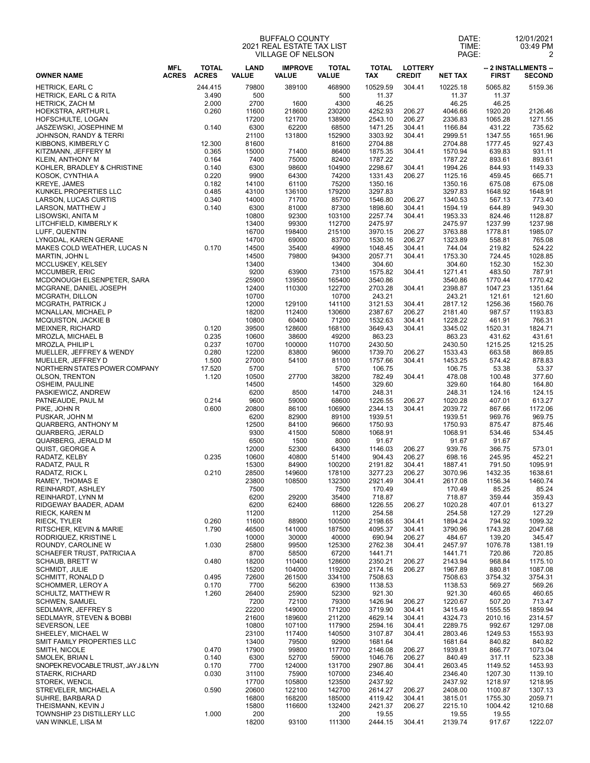BUFFALO COUNTY
2021 REAL ESTATE TAX LIST
VILLAGE OF NELSON

DATE: 12/01/2021
TIME: 03:49 PM

| OWNER NAME | MFL ACRES | TOTAL ACRES | LAND VALUE | IMPROVE VALUE | TOTAL VALUE | TOTAL TAX | LOTTERY CREDIT | NET TAX | -- 2 INSTALLMENTS -- FIRST | SECOND |
|---|---|---|---|---|---|---|---|---|---|---|
| HETRICK, EARL C | | 244.415 | 79800 | 389100 | 468900 | 10529.59 | 304.41 | 10225.18 | 5065.82 | 5159.36 |
| HETRICK, EARL C & RITA | | 3.490 | 500 | | 500 | 11.37 | | 11.37 | 11.37 | |
| HETRICK, ZACH M | | 2.000 | 2700 | 1600 | 4300 | 46.25 | | 46.25 | 46.25 | |
| HOEKSTRA, ARTHUR L | | 0.260 | 11600 | 218600 | 230200 | 4252.93 | 206.27 | 4046.66 | 1920.20 | 2126.46 |
| HOFSCHULTE, LOGAN | | | 17200 | 121700 | 138900 | 2543.10 | 206.27 | 2336.83 | 1065.28 | 1271.55 |
| JASZEWSKI, JOSEPHINE M | | 0.140 | 6300 | 62200 | 68500 | 1471.25 | 304.41 | 1166.84 | 431.22 | 735.62 |
| JOHNSON, RANDY & TERRI | | | 21100 | 131800 | 152900 | 3303.92 | 304.41 | 2999.51 | 1347.55 | 1651.96 |
| KIBBONS, KIMBERLY C | | 12.300 | 81600 | | 81600 | 2704.88 | | 2704.88 | 1777.45 | 927.43 |
| KITZMANN, JEFFERY M | | 0.365 | 15000 | 71400 | 86400 | 1875.35 | 304.41 | 1570.94 | 639.83 | 931.11 |
| KLEIN, ANTHONY M | | 0.164 | 7400 | 75000 | 82400 | 1787.22 | | 1787.22 | 893.61 | 893.61 |
| KOHLER, BRADLEY & CHRISTINE | | 0.140 | 6300 | 98600 | 104900 | 2298.67 | 304.41 | 1994.26 | 844.93 | 1149.33 |
| KOSOK, CYNTHIA A | | 0.220 | 9900 | 64300 | 74200 | 1331.43 | 206.27 | 1125.16 | 459.45 | 665.71 |
| KREYE, JAMES | | 0.182 | 14100 | 61100 | 75200 | 1350.16 | | 1350.16 | 675.08 | 675.08 |
| KUNKEL PROPERTIES LLC | | 0.485 | 43100 | 136100 | 179200 | 3297.83 | | 3297.83 | 1648.92 | 1648.91 |
| LARSON, LUCAS CURTIS | | 0.340 | 14000 | 71700 | 85700 | 1546.80 | 206.27 | 1340.53 | 567.13 | 773.40 |
| LARSON, MATTHEW J | | 0.140 | 6300 | 81000 | 87300 | 1898.60 | 304.41 | 1594.19 | 644.89 | 949.30 |
| LISOWSKI, ANITA M | | | 10800 | 92300 | 103100 | 2257.74 | 304.41 | 1953.33 | 824.46 | 1128.87 |
| LITCHFIELD, KIMBERLY K | | | 13400 | 99300 | 112700 | 2475.97 | | 2475.97 | 1237.99 | 1237.98 |
| LUFF, QUENTIN | | | 16700 | 198400 | 215100 | 3970.15 | 206.27 | 3763.88 | 1778.81 | 1985.07 |
| LYNGDAL, KAREN GERANE | | | 14700 | 69000 | 83700 | 1530.16 | 206.27 | 1323.89 | 558.81 | 765.08 |
| MAKES COLD WEATHER, LUCAS N | | 0.170 | 14500 | 35400 | 49900 | 1048.45 | 304.41 | 744.04 | 219.82 | 524.22 |
| MARTIN, JOHN L | | | 14500 | 79800 | 94300 | 2057.71 | 304.41 | 1753.30 | 724.45 | 1028.85 |
| MCCLUSKEY, KELSEY | | | 13400 | | 13400 | 304.60 | | 304.60 | 152.30 | 152.30 |
| MCCUMBER, ERIC | | | 9200 | 63900 | 73100 | 1575.82 | 304.41 | 1271.41 | 483.50 | 787.91 |
| MCDONOUGH ELSENPETER, SARA | | | 25900 | 139500 | 165400 | 3540.86 | | 3540.86 | 1770.44 | 1770.42 |
| MCGRANE, DANIEL JOSEPH | | | 12400 | 110300 | 122700 | 2703.28 | 304.41 | 2398.87 | 1047.23 | 1351.64 |
| MCGRATH, DILLON | | | 10700 | | 10700 | 243.21 | | 243.21 | 121.61 | 121.60 |
| MCGRATH, PATRICK J | | | 12000 | 129100 | 141100 | 3121.53 | 304.41 | 2817.12 | 1256.36 | 1560.76 |
| MCNALLAN, MICHAEL P | | | 18200 | 112400 | 130600 | 2387.67 | 206.27 | 2181.40 | 987.57 | 1193.83 |
| MCQUISTON, JACKIE B | | | 10800 | 60400 | 71200 | 1532.63 | 304.41 | 1228.22 | 461.91 | 766.31 |
| MEIXNER, RICHARD | | 0.120 | 39500 | 128600 | 168100 | 3649.43 | 304.41 | 3345.02 | 1520.31 | 1824.71 |
| MROZLA, MICHAEL B | | 0.235 | 10600 | 38600 | 49200 | 863.23 | | 863.23 | 431.62 | 431.61 |
| MROZLA, PHILIP L | | 0.237 | 10700 | 100000 | 110700 | 2430.50 | | 2430.50 | 1215.25 | 1215.25 |
| MUELLER, JEFFREY & WENDY | | 0.280 | 12200 | 83800 | 96000 | 1739.70 | 206.27 | 1533.43 | 663.58 | 869.85 |
| MUELLER, JEFFREY D | | 1.500 | 27000 | 54100 | 81100 | 1757.66 | 304.41 | 1453.25 | 574.42 | 878.83 |
| NORTHERN STATES POWER COMPANY | | 17.520 | 5700 | | 5700 | 106.75 | | 106.75 | 53.38 | 53.37 |
| OLSON, TRENTON | | 1.120 | 10500 | 27700 | 38200 | 782.49 | 304.41 | 478.08 | 100.48 | 377.60 |
| OSHEIM, PAULINE | | | 14500 | | 14500 | 329.60 | | 329.60 | 164.80 | 164.80 |
| PASKIEWICZ, ANDREW | | | 6200 | 8500 | 14700 | 248.31 | | 248.31 | 124.16 | 124.15 |
| PATNEAUDE, PAUL M | | 0.214 | 9600 | 59000 | 68600 | 1226.55 | 206.27 | 1020.28 | 407.01 | 613.27 |
| PIKE, JOHN R | | 0.600 | 20800 | 86100 | 106900 | 2344.13 | 304.41 | 2039.72 | 867.66 | 1172.06 |
| PUSKAR, JOHN M | | | 6200 | 82900 | 89100 | 1939.51 | | 1939.51 | 969.76 | 969.75 |
| QUARBERG, ANTHONY M | | | 12500 | 84100 | 96600 | 1750.93 | | 1750.93 | 875.47 | 875.46 |
| QUARBERG, JERALD | | | 9300 | 41500 | 50800 | 1068.91 | | 1068.91 | 534.46 | 534.45 |
| QUARBERG, JERALD M | | | 6500 | 1500 | 8000 | 91.67 | | 91.67 | 91.67 | |
| QUIST, GEORGE A | | | 12000 | 52300 | 64300 | 1146.03 | 206.27 | 939.76 | 366.75 | 573.01 |
| RADATZ, KELBY | | 0.235 | 10600 | 40800 | 51400 | 904.43 | 206.27 | 698.16 | 245.95 | 452.21 |
| RADATZ, PAUL R | | | 15300 | 84900 | 100200 | 2191.82 | 304.41 | 1887.41 | 791.50 | 1095.91 |
| RADATZ, RICK L | | 0.210 | 28500 | 149600 | 178100 | 3277.23 | 206.27 | 3070.96 | 1432.35 | 1638.61 |
| RAMEY, THOMAS E | | | 23800 | 108500 | 132300 | 2921.49 | 304.41 | 2617.08 | 1156.34 | 1460.74 |
| REINHARDT, ASHLEY | | | 7500 | | 7500 | 170.49 | | 170.49 | 85.25 | 85.24 |
| REINHARDT, LYNN M | | | 6200 | 29200 | 35400 | 718.87 | | 718.87 | 359.44 | 359.43 |
| RIDGEWAY BAADER, ADAM | | | 6200 | 62400 | 68600 | 1226.55 | 206.27 | 1020.28 | 407.01 | 613.27 |
| RIECK, KAREN M | | | 11200 | | 11200 | 254.58 | | 254.58 | 127.29 | 127.29 |
| RIECK, TYLER | | 0.260 | 11600 | 88900 | 100500 | 2198.65 | 304.41 | 1894.24 | 794.92 | 1099.32 |
| RITSCHER, KEVIN & MARIE | | 1.790 | 46500 | 141000 | 187500 | 4095.37 | 304.41 | 3790.96 | 1743.28 | 2047.68 |
| RODRIQUEZ, KRISTINE L | | | 10000 | 30000 | 40000 | 690.94 | 206.27 | 484.67 | 139.20 | 345.47 |
| ROUNDY, CAROLINE W | | 1.030 | 25800 | 99500 | 125300 | 2762.38 | 304.41 | 2457.97 | 1076.78 | 1381.19 |
| SCHAEFER TRUST, PATRICIA A | | | 8700 | 58500 | 67200 | 1441.71 | | 1441.71 | 720.86 | 720.85 |
| SCHAUB, BRETT W | | 0.480 | 18200 | 110400 | 128600 | 2350.21 | 206.27 | 2143.94 | 968.84 | 1175.10 |
| SCHMIDT, JULIE | | | 15200 | 104000 | 119200 | 2174.16 | 206.27 | 1967.89 | 880.81 | 1087.08 |
| SCHMITT, RONALD D | | 0.495 | 72600 | 261500 | 334100 | 7508.63 | | 7508.63 | 3754.32 | 3754.31 |
| SCHOMMER, LEROY A | | 0.170 | 7700 | 56200 | 63900 | 1138.53 | | 1138.53 | 569.27 | 569.26 |
| SCHULTZ, MATTHEW R | | 1.260 | 26400 | 25900 | 52300 | 921.30 | | 921.30 | 460.65 | 460.65 |
| SCHWEN, SAMUEL | | | 7200 | 72100 | 79300 | 1426.94 | 206.27 | 1220.67 | 507.20 | 713.47 |
| SEDLMAYR, JEFFREY S | | | 22200 | 149000 | 171200 | 3719.90 | 304.41 | 3415.49 | 1555.55 | 1859.94 |
| SEDLMAYR, STEVEN & BOBBI | | | 21600 | 189600 | 211200 | 4629.14 | 304.41 | 4324.73 | 2010.16 | 2314.57 |
| SEVERSON, LEE | | | 10800 | 107100 | 117900 | 2594.16 | 304.41 | 2289.75 | 992.67 | 1297.08 |
| SHEELEY, MICHAEL W | | | 23100 | 117400 | 140500 | 3107.87 | 304.41 | 2803.46 | 1249.53 | 1553.93 |
| SMIT FAMILY PROPERTIES LLC | | | 13400 | 79500 | 92900 | 1681.64 | | 1681.64 | 840.82 | 840.82 |
| SMITH, NICOLE | | 0.470 | 17900 | 99800 | 117700 | 2146.08 | 206.27 | 1939.81 | 866.77 | 1073.04 |
| SMOLEK, BRIAN L | | 0.140 | 6300 | 52700 | 59000 | 1046.76 | 206.27 | 840.49 | 317.11 | 523.38 |
| SNOPEK REVOCABLE TRUST, JAY J & LYN | | 0.170 | 7700 | 124000 | 131700 | 2907.86 | 304.41 | 2603.45 | 1149.52 | 1453.93 |
| STAERK, RICHARD | | 0.030 | 31100 | 75900 | 107000 | 2346.40 | | 2346.40 | 1207.30 | 1139.10 |
| STOREK, WENCIL | | | 17700 | 105800 | 123500 | 2437.92 | | 2437.92 | 1218.97 | 1218.95 |
| STREVELER, MICHAEL A | | 0.590 | 20600 | 122100 | 142700 | 2614.27 | 206.27 | 2408.00 | 1100.87 | 1307.13 |
| SUHRE, BARBARA D | | | 16800 | 168200 | 185000 | 4119.42 | 304.41 | 3815.01 | 1755.30 | 2059.71 |
| THEISMANN, KEVIN J | | | 15800 | 116600 | 132400 | 2421.37 | 206.27 | 2215.10 | 1004.42 | 1210.68 |
| TOWNSHIP 23 DISTILLERY LLC | | 1.000 | 200 | | 200 | 19.55 | | 19.55 | 19.55 | |
| VAN WINKLE, LISA M | | | 18200 | 93100 | 111300 | 2444.15 | 304.41 | 2139.74 | 917.67 | 1222.07 |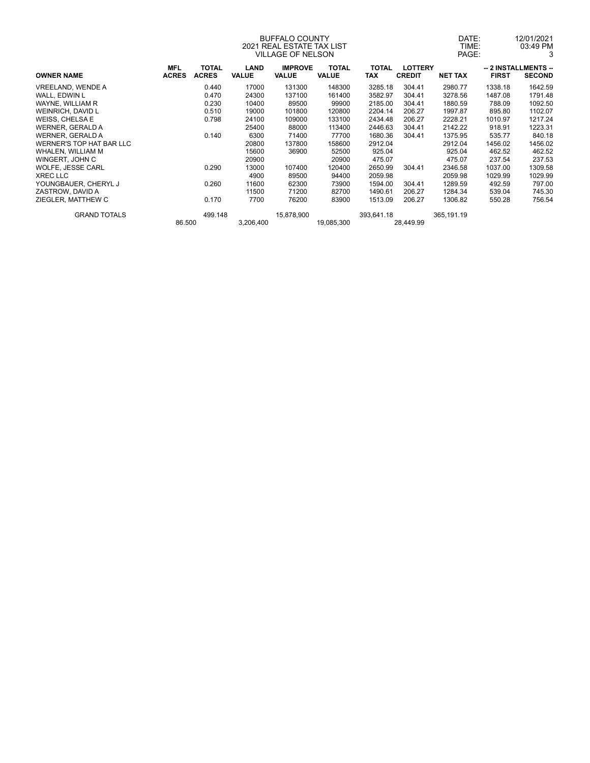BUFFALO COUNTY
2021 REAL ESTATE TAX LIST
VILLAGE OF NELSON

DATE: 12/01/2021
TIME: 03:49 PM

| OWNER NAME | MFL ACRES | TOTAL ACRES | LAND VALUE | IMPROVE VALUE | TOTAL VALUE | TOTAL TAX | LOTTERY CREDIT | NET TAX | -- 2 INSTALLMENTS -- FIRST | SECOND |
|---|---|---|---|---|---|---|---|---|---|---|
| VREELAND, WENDE A | | 0.440 | 17000 | 131300 | 148300 | 3285.18 | 304.41 | 2980.77 | 1338.18 | 1642.59 |
| WALL, EDWIN L | | 0.470 | 24300 | 137100 | 161400 | 3582.97 | 304.41 | 3278.56 | 1487.08 | 1791.48 |
| WAYNE, WILLIAM R | | 0.230 | 10400 | 89500 | 99900 | 2185.00 | 304.41 | 1880.59 | 788.09 | 1092.50 |
| WEINRICH, DAVID L | | 0.510 | 19000 | 101800 | 120800 | 2204.14 | 206.27 | 1997.87 | 895.80 | 1102.07 |
| WEISS, CHELSA E | | 0.798 | 24100 | 109000 | 133100 | 2434.48 | 206.27 | 2228.21 | 1010.97 | 1217.24 |
| WERNER, GERALD A | | | 25400 | 88000 | 113400 | 2446.63 | 304.41 | 2142.22 | 918.91 | 1223.31 |
| WERNER, GERALD A | | 0.140 | 6300 | 71400 | 77700 | 1680.36 | 304.41 | 1375.95 | 535.77 | 840.18 |
| WERNER'S TOP HAT BAR LLC | | | 20800 | 137800 | 158600 | 2912.04 | | 2912.04 | 1456.02 | 1456.02 |
| WHALEN, WILLIAM M | | | 15600 | 36900 | 52500 | 925.04 | | 925.04 | 462.52 | 462.52 |
| WINGERT, JOHN C | | | 20900 | | 20900 | 475.07 | | 475.07 | 237.54 | 237.53 |
| WOLFE, JESSE CARL | | 0.290 | 13000 | 107400 | 120400 | 2650.99 | 304.41 | 2346.58 | 1037.00 | 1309.58 |
| XREC LLC | | | 4900 | 89500 | 94400 | 2059.98 | | 2059.98 | 1029.99 | 1029.99 |
| YOUNGBAUER, CHERYL J | | 0.260 | 11600 | 62300 | 73900 | 1594.00 | 304.41 | 1289.59 | 492.59 | 797.00 |
| ZASTROW, DAVID A | | | 11500 | 71200 | 82700 | 1490.61 | 206.27 | 1284.34 | 539.04 | 745.30 |
| ZIEGLER, MATTHEW C | | 0.170 | 7700 | 76200 | 83900 | 1513.09 | 206.27 | 1306.82 | 550.28 | 756.54 |
| GRAND TOTALS | 86.500 | 499.148 | 3,206,400 | 15,878,900 | 19,085,300 | 393,641.18 | 28,449.99 | 365,191.19 | | |